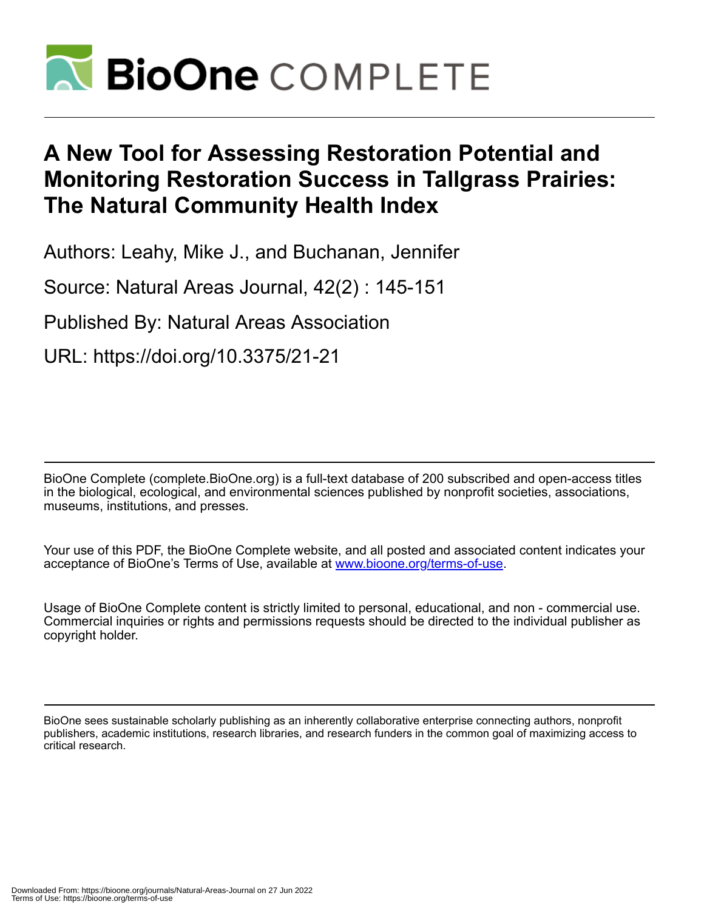# A New Tool for Assessing Restoration Potential and Monitoring Restoration Success in Tallgrass Prairies: The Natural Community Health Index

Authors: Leahy, Mike J., and Buchanan, Jennifer

Source: Natural Areas Journal, 42(2) : 145-151

Published By: Natural Areas Association

URL: https://doi.org/10.3375/21-21

BioOne Complete (complete.BioOne.org) is a full-text database of 200 subscribed and open-access titles in the biological, ecological, and environmental sciences published by nonprofit societies, associations, museums, institutions, and presses.

Your use of this PDF, the BioOne Complete website, and all posted and associated content indicates your acceptance of BioOne's Terms of Use, available at www.bioone.org/terms-of-use.

Usage of BioOne Complete content is strictly limited to personal, educational, and non - commercial use. Commercial inquiries or rights and permissions requests should be directed to the individual publisher as copyright holder.

BioOne sees sustainable scholarly publishing as an inherently collaborative enterprise connecting authors, nonprofit publishers, academic institutions, research libraries, and research funders in the common goal of maximizing access to critical research.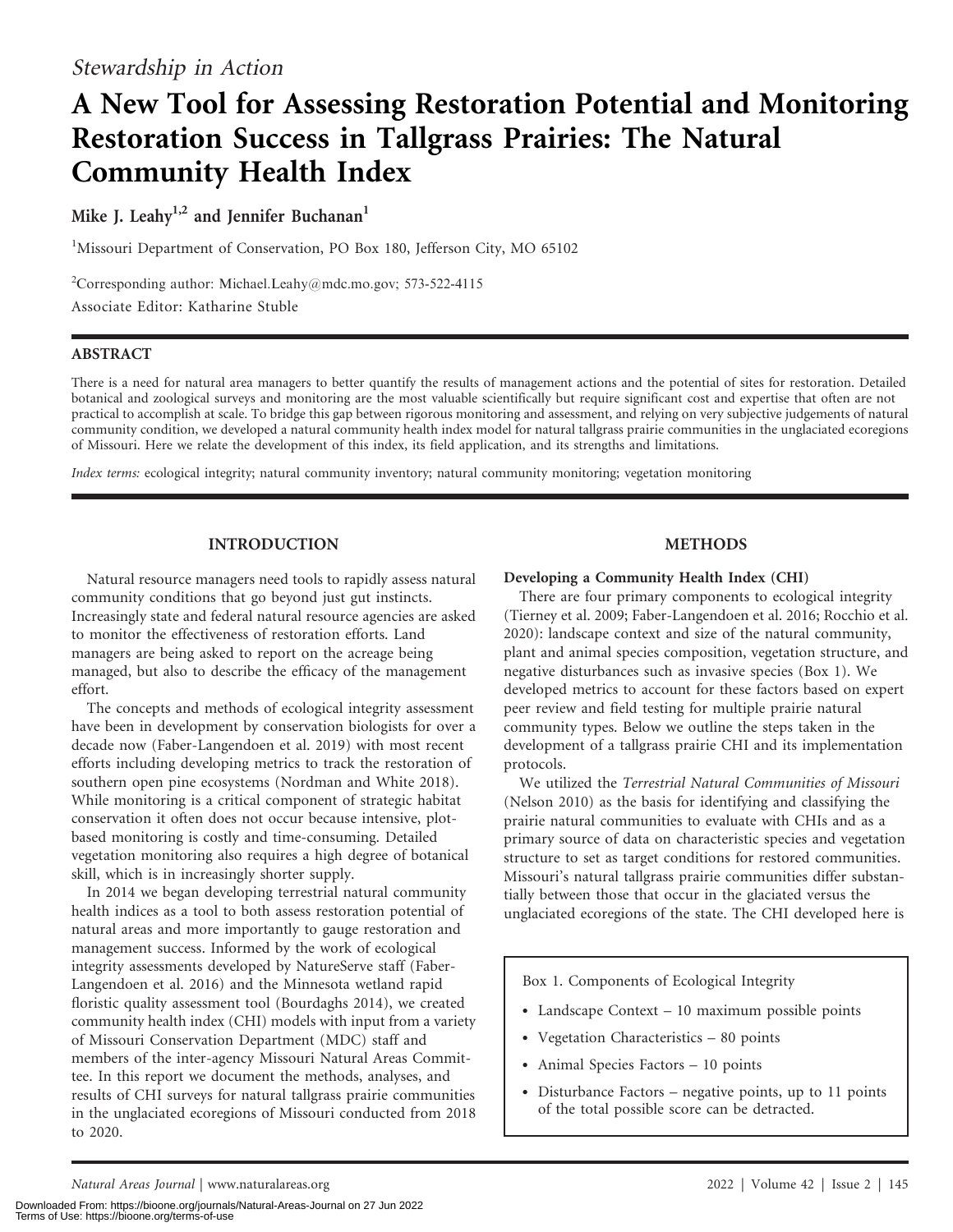*Stewardship in Action*

# A New Tool for Assessing Restoration Potential and Monitoring Restoration Success in Tallgrass Prairies: The Natural Community Health Index

**Mike J. Leahy[1,2] and Jennifer Buchanan[1]**

[1]Missouri Department of Conservation, PO Box 180, Jefferson City, MO 65102

[2]Corresponding author: Michael.Leahy@mdc.mo.gov; 573-522-4115

Associate Editor: Katharine Stuble

## ABSTRACT

There is a need for natural area managers to better quantify the results of management actions and the potential of sites for restoration. Detailed botanical and zoological surveys and monitoring are the most valuable scientifically but require significant cost and expertise that often are not practical to accomplish at scale. To bridge this gap between rigorous monitoring and assessment, and relying on very subjective judgements of natural community condition, we developed a natural community health index model for natural tallgrass prairie communities in the unglaciated ecoregions of Missouri. Here we relate the development of this index, its field application, and its strengths and limitations.

*Index terms:* ecological integrity; natural community inventory; natural community monitoring; vegetation monitoring

## INTRODUCTION

Natural resource managers need tools to rapidly assess natural community conditions that go beyond just gut instincts. Increasingly state and federal natural resource agencies are asked to monitor the effectiveness of restoration efforts. Land managers are being asked to report on the acreage being managed, but also to describe the efficacy of the management effort.

The concepts and methods of ecological integrity assessment have been in development by conservation biologists for over a decade now (Faber-Langendoen et al. 2019) with most recent efforts including developing metrics to track the restoration of southern open pine ecosystems (Nordman and White 2018). While monitoring is a critical component of strategic habitat conservation it often does not occur because intensive, plot-based monitoring is costly and time-consuming. Detailed vegetation monitoring also requires a high degree of botanical skill, which is in increasingly shorter supply.

In 2014 we began developing terrestrial natural community health indices as a tool to both assess restoration potential of natural areas and more importantly to gauge restoration and management success. Informed by the work of ecological integrity assessments developed by NatureServe staff (Faber-Langendoen et al. 2016) and the Minnesota wetland rapid floristic quality assessment tool (Bourdaghs 2014), we created community health index (CHI) models with input from a variety of Missouri Conservation Department (MDC) staff and members of the inter-agency Missouri Natural Areas Committee. In this report we document the methods, analyses, and results of CHI surveys for natural tallgrass prairie communities in the unglaciated ecoregions of Missouri conducted from 2018 to 2020.

## METHODS

### Developing a Community Health Index (CHI)

There are four primary components to ecological integrity (Tierney et al. 2009; Faber-Langendoen et al. 2016; Rocchio et al. 2020): landscape context and size of the natural community, plant and animal species composition, vegetation structure, and negative disturbances such as invasive species (Box 1). We developed metrics to account for these factors based on expert peer review and field testing for multiple prairie natural community types. Below we outline the steps taken in the development of a tallgrass prairie CHI and its implementation protocols.

We utilized the *Terrestrial Natural Communities of Missouri* (Nelson 2010) as the basis for identifying and classifying the prairie natural communities to evaluate with CHIs and as a primary source of data on characteristic species and vegetation structure to set as target conditions for restored communities. Missouri's natural tallgrass prairie communities differ substantially between those that occur in the glaciated versus the unglaciated ecoregions of the state. The CHI developed here is

> Box 1. Components of Ecological Integrity
>
> - Landscape Context – 10 maximum possible points
> - Vegetation Characteristics – 80 points
> - Animal Species Factors – 10 points
> - Disturbance Factors – negative points, up to 11 points of the total possible score can be detracted.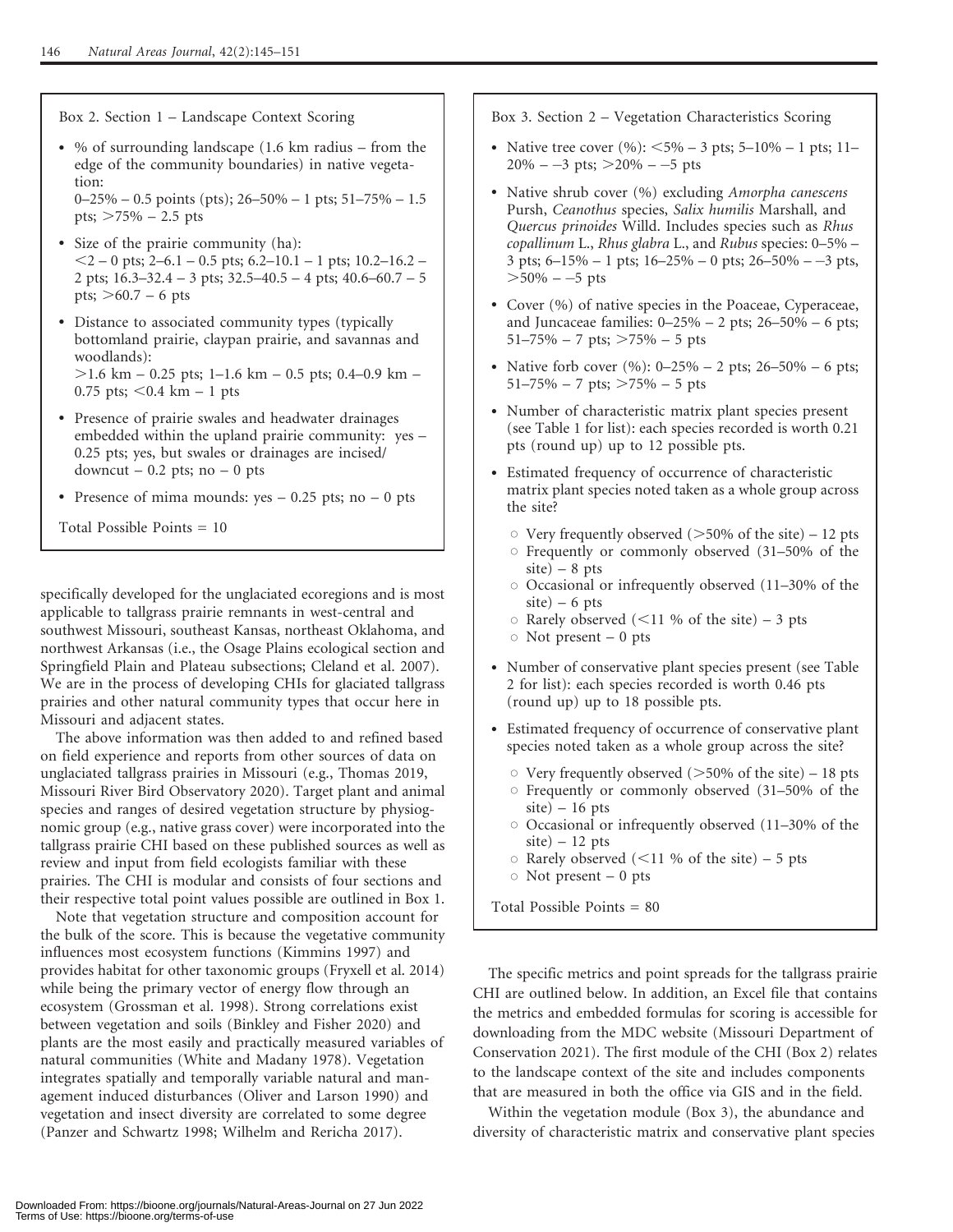Box 2. Section 1 – Landscape Context Scoring

- % of surrounding landscape (1.6 km radius – from the edge of the community boundaries) in native vegetation:
  0–25% – 0.5 points (pts); 26–50% – 1 pts; 51–75% – 1.5 pts; >75% – 2.5 pts
- Size of the prairie community (ha):
  <2 – 0 pts; 2–6.1 – 0.5 pts; 6.2–10.1 – 1 pts; 10.2–16.2 – 2 pts; 16.3–32.4 – 3 pts; 32.5–40.5 – 4 pts; 40.6–60.7 – 5 pts; >60.7 – 6 pts
- Distance to associated community types (typically bottomland prairie, claypan prairie, and savannas and woodlands):
  >1.6 km – 0.25 pts; 1–1.6 km – 0.5 pts; 0.4–0.9 km – 0.75 pts; <0.4 km – 1 pts
- Presence of prairie swales and headwater drainages embedded within the upland prairie community: yes – 0.25 pts; yes, but swales or drainages are incised/downcut – 0.2 pts; no – 0 pts
- Presence of mima mounds: yes – 0.25 pts; no – 0 pts

Total Possible Points = 10

Box 3. Section 2 – Vegetation Characteristics Scoring

- Native tree cover (%): <5% – 3 pts; 5–10% – 1 pts; 11–20% – –3 pts; >20% – –5 pts
- Native shrub cover (%) excluding *Amorpha canescens* Pursh, *Ceanothus* species, *Salix humilis* Marshall, and *Quercus prinoides* Willd. Includes species such as *Rhus copallinum* L., *Rhus glabra* L., and *Rubus* species: 0–5% – 3 pts; 6–15% – 1 pts; 16–25% – 0 pts; 26–50% – –3 pts, >50% – –5 pts
- Cover (%) of native species in the Poaceae, Cyperaceae, and Juncaceae families: 0–25% – 2 pts; 26–50% – 6 pts; 51–75% – 7 pts; >75% – 5 pts
- Native forb cover (%): 0–25% – 2 pts; 26–50% – 6 pts; 51–75% – 7 pts; >75% – 5 pts
- Number of characteristic matrix plant species present (see Table 1 for list): each species recorded is worth 0.21 pts (round up) up to 12 possible pts.
- Estimated frequency of occurrence of characteristic matrix plant species noted taken as a whole group across the site?
  - Very frequently observed (>50% of the site) – 12 pts
  - Frequently or commonly observed (31–50% of the site) – 8 pts
  - Occasional or infrequently observed (11–30% of the site) – 6 pts
  - Rarely observed (<11 % of the site) – 3 pts
  - Not present – 0 pts
- Number of conservative plant species present (see Table 2 for list): each species recorded is worth 0.46 pts (round up) up to 18 possible pts.
- Estimated frequency of occurrence of conservative plant species noted taken as a whole group across the site?
  - Very frequently observed (>50% of the site) – 18 pts
  - Frequently or commonly observed (31–50% of the site) – 16 pts
  - Occasional or infrequently observed (11–30% of the site) – 12 pts
  - Rarely observed (<11 % of the site) – 5 pts
  - Not present – 0 pts

Total Possible Points = 80

specifically developed for the unglaciated ecoregions and is most applicable to tallgrass prairie remnants in west-central and southwest Missouri, southeast Kansas, northeast Oklahoma, and northwest Arkansas (i.e., the Osage Plains ecological section and Springfield Plain and Plateau subsections; Cleland et al. 2007). We are in the process of developing CHIs for glaciated tallgrass prairies and other natural community types that occur here in Missouri and adjacent states.

The above information was then added to and refined based on field experience and reports from other sources of data on unglaciated tallgrass prairies in Missouri (e.g., Thomas 2019, Missouri River Bird Observatory 2020). Target plant and animal species and ranges of desired vegetation structure by physiognomic group (e.g., native grass cover) were incorporated into the tallgrass prairie CHI based on these published sources as well as review and input from field ecologists familiar with these prairies. The CHI is modular and consists of four sections and their respective total point values possible are outlined in Box 1.

Note that vegetation structure and composition account for the bulk of the score. This is because the vegetative community influences most ecosystem functions (Kimmins 1997) and provides habitat for other taxonomic groups (Fryxell et al. 2014) while being the primary vector of energy flow through an ecosystem (Grossman et al. 1998). Strong correlations exist between vegetation and soils (Binkley and Fisher 2020) and plants are the most easily and practically measured variables of natural communities (White and Madany 1978). Vegetation integrates spatially and temporally variable natural and management induced disturbances (Oliver and Larson 1990) and vegetation and insect diversity are correlated to some degree (Panzer and Schwartz 1998; Wilhelm and Rericha 2017).

The specific metrics and point spreads for the tallgrass prairie CHI are outlined below. In addition, an Excel file that contains the metrics and embedded formulas for scoring is accessible for downloading from the MDC website (Missouri Department of Conservation 2021). The first module of the CHI (Box 2) relates to the landscape context of the site and includes components that are measured in both the office via GIS and in the field.

Within the vegetation module (Box 3), the abundance and diversity of characteristic matrix and conservative plant species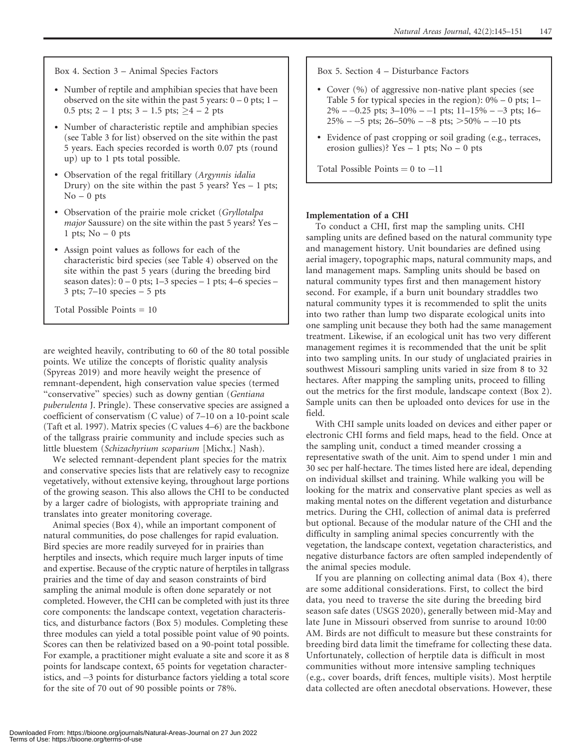Box 4. Section 3 – Animal Species Factors

- Number of reptile and amphibian species that have been observed on the site within the past 5 years: 0 – 0 pts; 1 – 0.5 pts; 2 – 1 pts; 3 – 1.5 pts; ≥4 – 2 pts
- Number of characteristic reptile and amphibian species (see Table 3 for list) observed on the site within the past 5 years. Each species recorded is worth 0.07 pts (round up) up to 1 pts total possible.
- Observation of the regal fritillary (*Argynnis idalia* Drury) on the site within the past 5 years? Yes – 1 pts; No – 0 pts
- Observation of the prairie mole cricket (*Gryllotalpa major* Saussure) on the site within the past 5 years? Yes – 1 pts; No – 0 pts
- Assign point values as follows for each of the characteristic bird species (see Table 4) observed on the site within the past 5 years (during the breeding bird season dates): 0 – 0 pts; 1–3 species – 1 pts; 4–6 species – 3 pts; 7–10 species – 5 pts

Total Possible Points = 10

are weighted heavily, contributing to 60 of the 80 total possible points. We utilize the concepts of floristic quality analysis (Spyreas 2019) and more heavily weight the presence of remnant-dependent, high conservation value species (termed "conservative" species) such as downy gentian (*Gentiana puberulenta* J. Pringle). These conservative species are assigned a coefficient of conservatism (C value) of 7–10 on a 10-point scale (Taft et al. 1997). Matrix species (C values 4–6) are the backbone of the tallgrass prairie community and include species such as little bluestem (*Schizachyrium scoparium* [Michx.] Nash).

We selected remnant-dependent plant species for the matrix and conservative species lists that are relatively easy to recognize vegetatively, without extensive keying, throughout large portions of the growing season. This also allows the CHI to be conducted by a larger cadre of biologists, with appropriate training and translates into greater monitoring coverage.

Animal species (Box 4), while an important component of natural communities, do pose challenges for rapid evaluation. Bird species are more readily surveyed for in prairies than herptiles and insects, which require much larger inputs of time and expertise. Because of the cryptic nature of herptiles in tallgrass prairies and the time of day and season constraints of bird sampling the animal module is often done separately or not completed. However, the CHI can be completed with just its three core components: the landscape context, vegetation characteristics, and disturbance factors (Box 5) modules. Completing these three modules can yield a total possible point value of 90 points. Scores can then be relativized based on a 90-point total possible. For example, a practitioner might evaluate a site and score it as 8 points for landscape context, 65 points for vegetation characteristics, and −3 points for disturbance factors yielding a total score for the site of 70 out of 90 possible points or 78%.

Box 5. Section 4 – Disturbance Factors

- Cover (%) of aggressive non-native plant species (see Table 5 for typical species in the region): 0% – 0 pts; 1–2% – −0.25 pts; 3–10% – −1 pts; 11–15% – −3 pts; 16–25% – −5 pts; 26–50% – −8 pts; >50% – −10 pts
- Evidence of past cropping or soil grading (e.g., terraces, erosion gullies)? Yes – 1 pts; No – 0 pts

Total Possible Points = 0 to −11

### Implementation of a CHI

To conduct a CHI, first map the sampling units. CHI sampling units are defined based on the natural community type and management history. Unit boundaries are defined using aerial imagery, topographic maps, natural community maps, and land management maps. Sampling units should be based on natural community types first and then management history second. For example, if a burn unit boundary straddles two natural community types it is recommended to split the units into two rather than lump two disparate ecological units into one sampling unit because they both had the same management treatment. Likewise, if an ecological unit has two very different management regimes it is recommended that the unit be split into two sampling units. In our study of unglaciated prairies in southwest Missouri sampling units varied in size from 8 to 32 hectares. After mapping the sampling units, proceed to filling out the metrics for the first module, landscape context (Box 2). Sample units can then be uploaded onto devices for use in the field.

With CHI sample units loaded on devices and either paper or electronic CHI forms and field maps, head to the field. Once at the sampling unit, conduct a timed meander crossing a representative swath of the unit. Aim to spend under 1 min and 30 sec per half-hectare. The times listed here are ideal, depending on individual skillset and training. While walking you will be looking for the matrix and conservative plant species as well as making mental notes on the different vegetation and disturbance metrics. During the CHI, collection of animal data is preferred but optional. Because of the modular nature of the CHI and the difficulty in sampling animal species concurrently with the vegetation, the landscape context, vegetation characteristics, and negative disturbance factors are often sampled independently of the animal species module.

If you are planning on collecting animal data (Box 4), there are some additional considerations. First, to collect the bird data, you need to traverse the site during the breeding bird season safe dates (USGS 2020), generally between mid-May and late June in Missouri observed from sunrise to around 10:00 AM. Birds are not difficult to measure but these constraints for breeding bird data limit the timeframe for collecting these data. Unfortunately, collection of herptile data is difficult in most communities without more intensive sampling techniques (e.g., cover boards, drift fences, multiple visits). Most herptile data collected are often anecdotal observations. However, these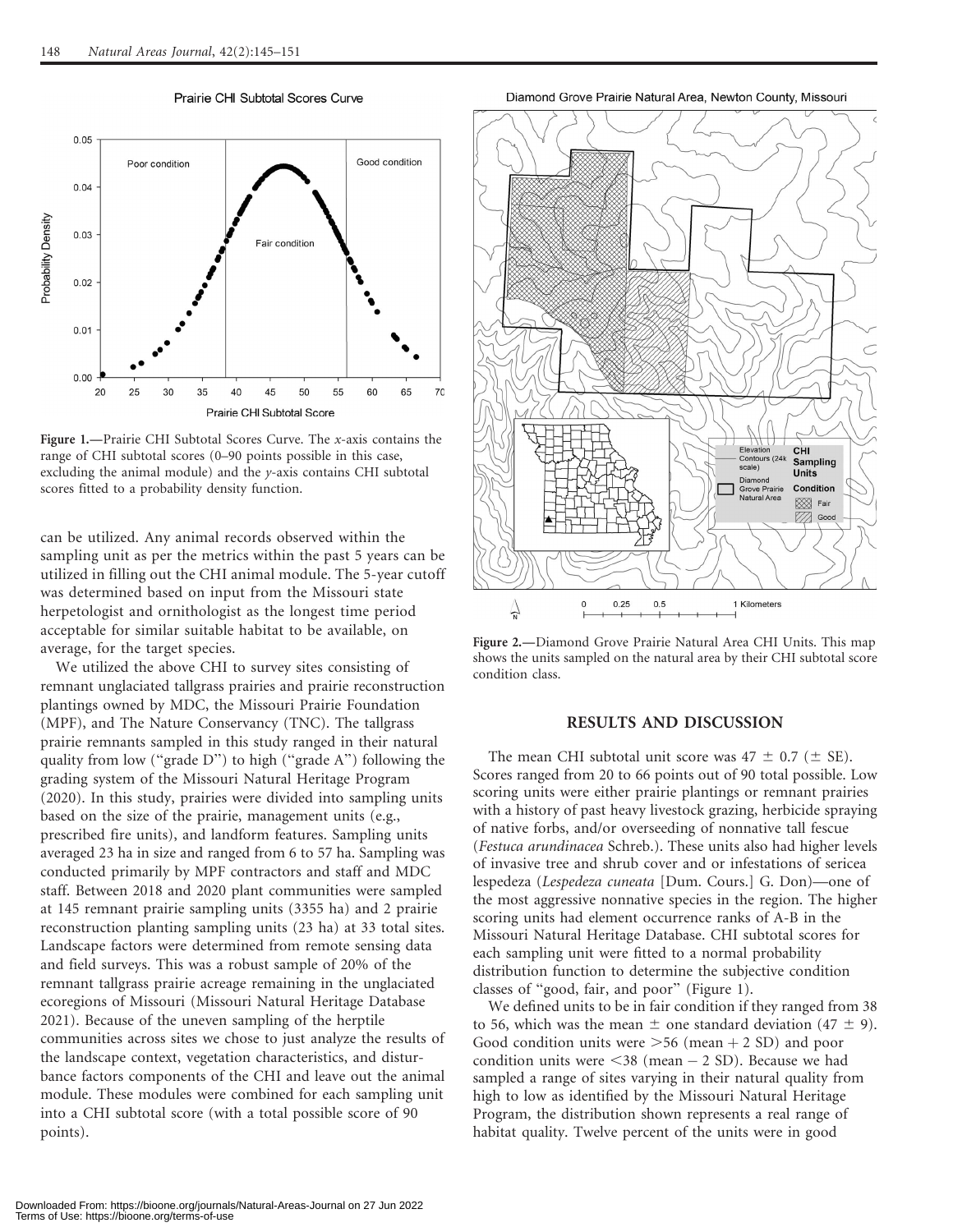Figure 1.—Prairie CHI Subtotal Scores Curve. The *x*-axis contains the range of CHI subtotal scores (0–90 points possible in this case, excluding the animal module) and the *y*-axis contains CHI subtotal scores fitted to a probability density function.

can be utilized. Any animal records observed within the sampling unit as per the metrics within the past 5 years can be utilized in filling out the CHI animal module. The 5-year cutoff was determined based on input from the Missouri state herpetologist and ornithologist as the longest time period acceptable for similar suitable habitat to be available, on average, for the target species.

We utilized the above CHI to survey sites consisting of remnant unglaciated tallgrass prairies and prairie reconstruction plantings owned by MDC, the Missouri Prairie Foundation (MPF), and The Nature Conservancy (TNC). The tallgrass prairie remnants sampled in this study ranged in their natural quality from low ("grade D") to high ("grade A") following the grading system of the Missouri Natural Heritage Program (2020). In this study, prairies were divided into sampling units based on the size of the prairie, management units (e.g., prescribed fire units), and landform features. Sampling units averaged 23 ha in size and ranged from 6 to 57 ha. Sampling was conducted primarily by MPF contractors and staff and MDC staff. Between 2018 and 2020 plant communities were sampled at 145 remnant prairie sampling units (3355 ha) and 2 prairie reconstruction planting sampling units (23 ha) at 33 total sites. Landscape factors were determined from remote sensing data and field surveys. This was a robust sample of 20% of the remnant tallgrass prairie acreage remaining in the unglaciated ecoregions of Missouri (Missouri Natural Heritage Database 2021). Because of the uneven sampling of the herptile communities across sites we chose to just analyze the results of the landscape context, vegetation characteristics, and disturbance factors components of the CHI and leave out the animal module. These modules were combined for each sampling unit into a CHI subtotal score (with a total possible score of 90 points).

Figure 2.—Diamond Grove Prairie Natural Area CHI Units. This map shows the units sampled on the natural area by their CHI subtotal score condition class.

## RESULTS AND DISCUSSION

The mean CHI subtotal unit score was $47 \pm 0.7$ ($\pm$ SE). Scores ranged from 20 to 66 points out of 90 total possible. Low scoring units were either prairie plantings or remnant prairies with a history of past heavy livestock grazing, herbicide spraying of native forbs, and/or overseeding of nonnative tall fescue (*Festuca arundinacea* Schreb.). These units also had higher levels of invasive tree and shrub cover and or infestations of sericea lespedeza (*Lespedeza cuneata* [Dum. Cours.] G. Don)—one of the most aggressive nonnative species in the region. The higher scoring units had element occurrence ranks of A-B in the Missouri Natural Heritage Database. CHI subtotal scores for each sampling unit were fitted to a normal probability distribution function to determine the subjective condition classes of "good, fair, and poor" (Figure 1).

We defined units to be in fair condition if they ranged from 38 to 56, which was the mean $\pm$ one standard deviation ($47 \pm 9$). Good condition units were $>56$ (mean $+$ 2 SD) and poor condition units were $<38$ (mean $-$ 2 SD). Because we had sampled a range of sites varying in their natural quality from high to low as identified by the Missouri Natural Heritage Program, the distribution shown represents a real range of habitat quality. Twelve percent of the units were in good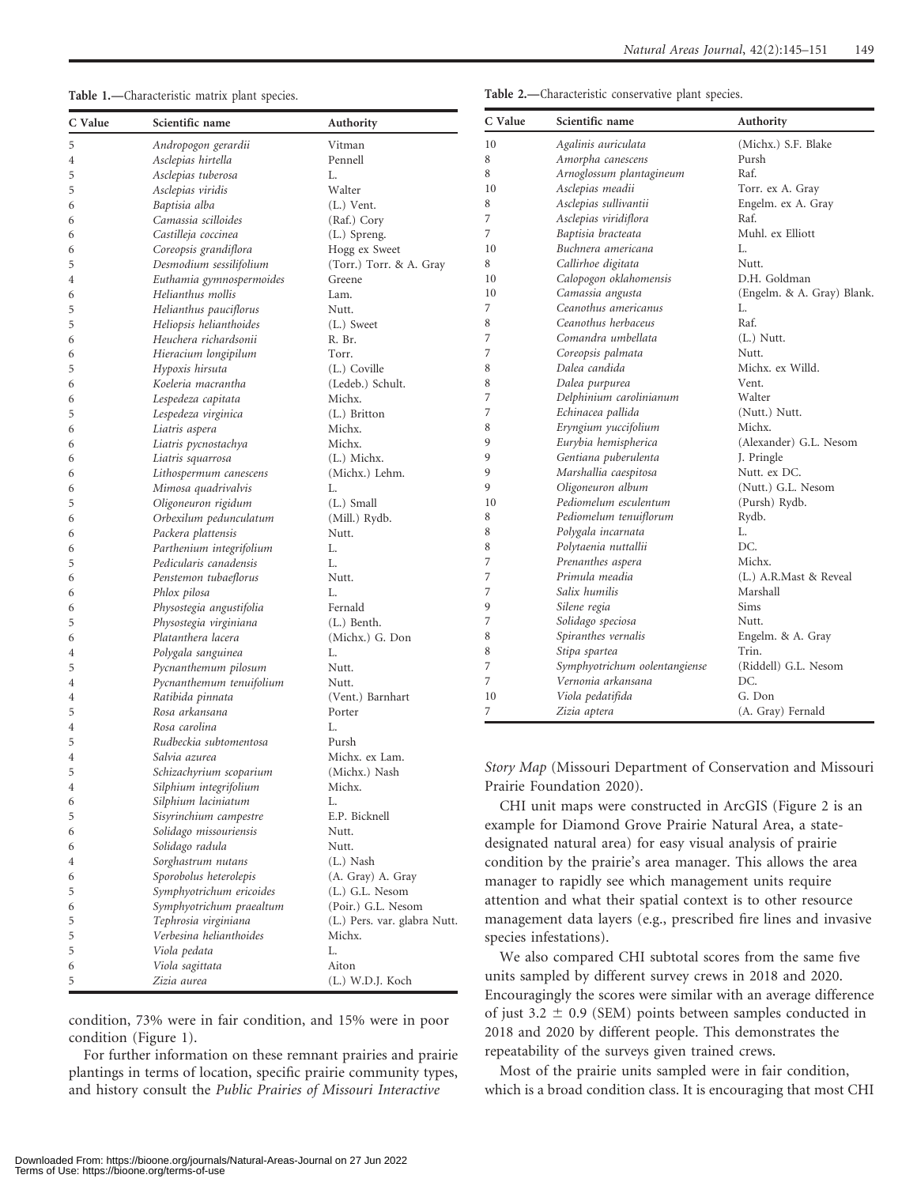**Table 1.**—Characteristic matrix plant species.

| C Value | Scientific name | Authority |
|---|---|---|
| 5 | *Andropogon gerardii* | Vitman |
| 4 | *Asclepias hirtella* | Pennell |
| 5 | *Asclepias tuberosa* | L. |
| 5 | *Asclepias viridis* | Walter |
| 6 | *Baptisia alba* | (L.) Vent. |
| 6 | *Camassia scilloides* | (Raf.) Cory |
| 6 | *Castilleja coccinea* | (L.) Spreng. |
| 6 | *Coreopsis grandiflora* | Hogg ex Sweet |
| 5 | *Desmodium sessilifolium* | (Torr.) Torr. & A. Gray |
| 4 | *Euthamia gymnospermoides* | Greene |
| 6 | *Helianthus mollis* | Lam. |
| 5 | *Helianthus pauciflorus* | Nutt. |
| 5 | *Heliopsis helianthoides* | (L.) Sweet |
| 6 | *Heuchera richardsonii* | R. Br. |
| 6 | *Hieracium longipilum* | Torr. |
| 5 | *Hypoxis hirsuta* | (L.) Coville |
| 6 | *Koeleria macrantha* | (Ledeb.) Schult. |
| 6 | *Lespedeza capitata* | Michx. |
| 5 | *Lespedeza virginica* | (L.) Britton |
| 6 | *Liatris aspera* | Michx. |
| 6 | *Liatris pycnostachya* | Michx. |
| 6 | *Liatris squarrosa* | (L.) Michx. |
| 6 | *Lithospermum canescens* | (Michx.) Lehm. |
| 6 | *Mimosa quadrivalvis* | L. |
| 5 | *Oligoneuron rigidum* | (L.) Small |
| 6 | *Orbexilum pedunculatum* | (Mill.) Rydb. |
| 6 | *Packera plattensis* | Nutt. |
| 6 | *Parthenium integrifolium* | L. |
| 5 | *Pedicularis canadensis* | L. |
| 6 | *Penstemon tubaeflorus* | Nutt. |
| 6 | *Phlox pilosa* | L. |
| 6 | *Physostegia angustifolia* | Fernald |
| 5 | *Physostegia virginiana* | (L.) Benth. |
| 6 | *Platanthera lacera* | (Michx.) G. Don |
| 4 | *Polygala sanguinea* | L. |
| 5 | *Pycnanthemum pilosum* | Nutt. |
| 4 | *Pycnanthemum tenuifolium* | Nutt. |
| 4 | *Ratibida pinnata* | (Vent.) Barnhart |
| 5 | *Rosa arkansana* | Porter |
| 4 | *Rosa carolina* | L. |
| 5 | *Rudbeckia subtomentosa* | Pursh |
| 4 | *Salvia azurea* | Michx. ex Lam. |
| 5 | *Schizachyrium scoparium* | (Michx.) Nash |
| 4 | *Silphium integrifolium* | Michx. |
| 6 | *Silphium laciniatum* | L. |
| 5 | *Sisyrinchium campestre* | E.P. Bicknell |
| 6 | *Solidago missouriensis* | Nutt. |
| 6 | *Solidago radula* | Nutt. |
| 4 | *Sorghastrum nutans* | (L.) Nash |
| 6 | *Sporobolus heterolepis* | (A. Gray) A. Gray |
| 5 | *Symphyotrichum ericoides* | (L.) G.L. Nesom |
| 6 | *Symphyotrichum praealtum* | (Poir.) G.L. Nesom |
| 5 | *Tephrosia virginiana* | (L.) Pers. var. glabra Nutt. |
| 5 | *Verbesina helianthoides* | Michx. |
| 5 | *Viola pedata* | L. |
| 6 | *Viola sagittata* | Aiton |
| 5 | *Zizia aurea* | (L.) W.D.J. Koch |

condition, 73% were in fair condition, and 15% were in poor condition (Figure 1).

For further information on these remnant prairies and prairie plantings in terms of location, specific prairie community types, and history consult the *Public Prairies of Missouri Interactive Story Map* (Missouri Department of Conservation and Missouri Prairie Foundation 2020).

**Table 2.**—Characteristic conservative plant species.

| C Value | Scientific name | Authority |
|---|---|---|
| 10 | *Agalinis auriculata* | (Michx.) S.F. Blake |
| 8 | *Amorpha canescens* | Pursh |
| 8 | *Arnoglossum plantagineum* | Raf. |
| 10 | *Asclepias meadii* | Torr. ex A. Gray |
| 8 | *Asclepias sullivantii* | Engelm. ex A. Gray |
| 7 | *Asclepias viridiflora* | Raf. |
| 7 | *Baptisia bracteata* | Muhl. ex Elliott |
| 10 | *Buchnera americana* | L. |
| 8 | *Callirhoe digitata* | Nutt. |
| 10 | *Calopogon oklahomensis* | D.H. Goldman |
| 10 | *Camassia angusta* | (Engelm. & A. Gray) Blank. |
| 7 | *Ceanothus americanus* | L. |
| 8 | *Ceanothus herbaceus* | Raf. |
| 7 | *Comandra umbellata* | (L.) Nutt. |
| 7 | *Coreopsis palmata* | Nutt. |
| 8 | *Dalea candida* | Michx. ex Willd. |
| 8 | *Dalea purpurea* | Vent. |
| 7 | *Delphinium carolinianum* | Walter |
| 7 | *Echinacea pallida* | (Nutt.) Nutt. |
| 8 | *Eryngium yuccifolium* | Michx. |
| 9 | *Eurybia hemispherica* | (Alexander) G.L. Nesom |
| 9 | *Gentiana puberulenta* | J. Pringle |
| 9 | *Marshallia caespitosa* | Nutt. ex DC. |
| 9 | *Oligoneuron album* | (Nutt.) G.L. Nesom |
| 10 | *Pediomelum esculentum* | (Pursh) Rydb. |
| 8 | *Pediomelum tenuiflorum* | Rydb. |
| 8 | *Polygala incarnata* | L. |
| 8 | *Polytaenia nuttallii* | DC. |
| 7 | *Prenanthes aspera* | Michx. |
| 7 | *Primula meadia* | (L.) A.R.Mast & Reveal |
| 7 | *Salix humilis* | Marshall |
| 9 | *Silene regia* | Sims |
| 7 | *Solidago speciosa* | Nutt. |
| 8 | *Spiranthes vernalis* | Engelm. & A. Gray |
| 8 | *Stipa spartea* | Trin. |
| 7 | *Symphyotrichum oolentangiense* | (Riddell) G.L. Nesom |
| 7 | *Vernonia arkansana* | DC. |
| 10 | *Viola pedatifida* | G. Don |
| 7 | *Zizia aptera* | (A. Gray) Fernald |

CHI unit maps were constructed in ArcGIS (Figure 2 is an example for Diamond Grove Prairie Natural Area, a state-designated natural area) for easy visual analysis of prairie condition by the prairie's area manager. This allows the area manager to rapidly see which management units require attention and what their spatial context is to other resource management data layers (e.g., prescribed fire lines and invasive species infestations).

We also compared CHI subtotal scores from the same five units sampled by different survey crews in 2018 and 2020. Encouragingly the scores were similar with an average difference of just $3.2 \pm 0.9$ (SEM) points between samples conducted in 2018 and 2020 by different people. This demonstrates the repeatability of the surveys given trained crews.

Most of the prairie units sampled were in fair condition, which is a broad condition class. It is encouraging that most CHI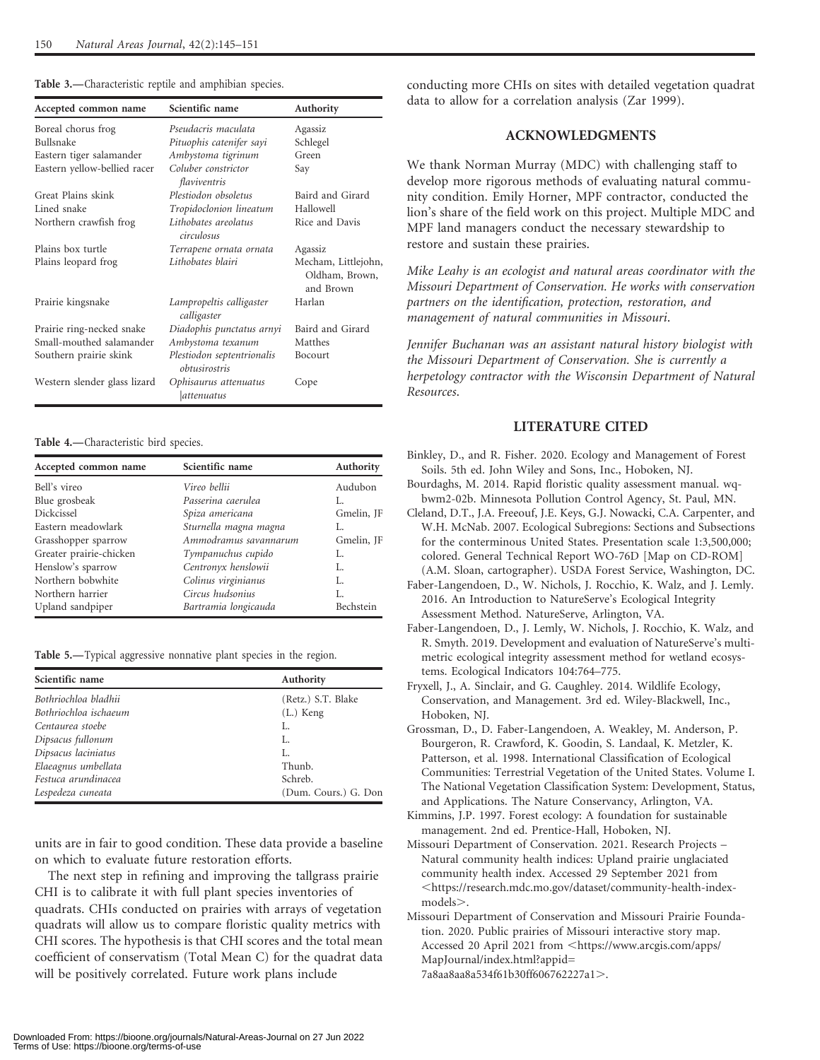**Table 3.**—Characteristic reptile and amphibian species.

| Accepted common name | Scientific name | Authority |
|---|---|---|
| Boreal chorus frog | *Pseudacris maculata* | Agassiz |
| Bullsnake | *Pituophis catenifer sayi* | Schlegel |
| Eastern tiger salamander | *Ambystoma tigrinum* | Green |
| Eastern yellow-bellied racer | *Coluber constrictor flaviventris* | Say |
| Great Plains skink | *Plestiodon obsoletus* | Baird and Girard |
| Lined snake | *Tropidoclonion lineatum* | Hallowell |
| Northern crawfish frog | *Lithobates areolatus circulosus* | Rice and Davis |
| Plains box turtle | *Terrapene ornata ornata* | Agassiz |
| Plains leopard frog | *Lithobates blairi* | Mecham, Littlejohn, Oldham, Brown, and Brown |
| Prairie kingsnake | *Lampropeltis calligaster calligaster* | Harlan |
| Prairie ring-necked snake | *Diadophis punctatus arnyi* | Baird and Girard |
| Small-mouthed salamander | *Ambystoma texanum* | Matthes |
| Southern prairie skink | *Plestiodon septentrionalis obtusirostris* | Bocourt |
| Western slender glass lizard | *Ophisaurus attenuatus attenuatus* | Cope |

**Table 4.**—Characteristic bird species.

| Accepted common name | Scientific name | Authority |
|---|---|---|
| Bell's vireo | *Vireo bellii* | Audubon |
| Blue grosbeak | *Passerina caerulea* | L. |
| Dickcissel | *Spiza americana* | Gmelin, JF |
| Eastern meadowlark | *Sturnella magna magna* | L. |
| Grasshopper sparrow | *Ammodramus savannarum* | Gmelin, JF |
| Greater prairie-chicken | *Tympanuchus cupido* | L. |
| Henslow's sparrow | *Centronyx henslowii* | L. |
| Northern bobwhite | *Colinus virginianus* | L. |
| Northern harrier | *Circus hudsonius* | L. |
| Upland sandpiper | *Bartramia longicauda* | Bechstein |

**Table 5.**—Typical aggressive nonnative plant species in the region.

| Scientific name | Authority |
|---|---|
| *Bothriochloa bladhii* | (Retz.) S.T. Blake |
| *Bothriochloa ischaeum* | (L.) Keng |
| *Centaurea stoebe* | L. |
| *Dipsacus fullonum* | L. |
| *Dipsacus laciniatus* | L. |
| *Elaeagnus umbellata* | Thunb. |
| *Festuca arundinacea* | Schreb. |
| *Lespedeza cuneata* | (Dum. Cours.) G. Don |

units are in fair to good condition. These data provide a baseline on which to evaluate future restoration efforts.

The next step in refining and improving the tallgrass prairie CHI is to calibrate it with full plant species inventories of quadrats. CHIs conducted on prairies with arrays of vegetation quadrats will allow us to compare floristic quality metrics with CHI scores. The hypothesis is that CHI scores and the total mean coefficient of conservatism (Total Mean C) for the quadrat data will be positively correlated. Future work plans include conducting more CHIs on sites with detailed vegetation quadrat data to allow for a correlation analysis (Zar 1999).

## ACKNOWLEDGMENTS

We thank Norman Murray (MDC) with challenging staff to develop more rigorous methods of evaluating natural community condition. Emily Horner, MPF contractor, conducted the lion's share of the field work on this project. Multiple MDC and MPF land managers conduct the necessary stewardship to restore and sustain these prairies.

*Mike Leahy is an ecologist and natural areas coordinator with the Missouri Department of Conservation. He works with conservation partners on the identification, protection, restoration, and management of natural communities in Missouri.*

*Jennifer Buchanan was an assistant natural history biologist with the Missouri Department of Conservation. She is currently a herpetology contractor with the Wisconsin Department of Natural Resources.*

## LITERATURE CITED

Binkley, D., and R. Fisher. 2020. Ecology and Management of Forest Soils. 5th ed. John Wiley and Sons, Inc., Hoboken, NJ.

Bourdaghs, M. 2014. Rapid floristic quality assessment manual. wq-bwm2-02b. Minnesota Pollution Control Agency, St. Paul, MN.

Cleland, D.T., J.A. Freeouf, J.E. Keys, G.J. Nowacki, C.A. Carpenter, and W.H. McNab. 2007. Ecological Subregions: Sections and Subsections for the conterminous United States. Presentation scale 1:3,500,000; colored. General Technical Report WO-76D [Map on CD-ROM] (A.M. Sloan, cartographer). USDA Forest Service, Washington, DC.

Faber-Langendoen, D., W. Nichols, J. Rocchio, K. Walz, and J. Lemly. 2016. An Introduction to NatureServe's Ecological Integrity Assessment Method. NatureServe, Arlington, VA.

Faber-Langendoen, D., J. Lemly, W. Nichols, J. Rocchio, K. Walz, and R. Smyth. 2019. Development and evaluation of NatureServe's multi-metric ecological integrity assessment method for wetland ecosystems. Ecological Indicators 104:764–775.

Fryxell, J., A. Sinclair, and G. Caughley. 2014. Wildlife Ecology, Conservation, and Management. 3rd ed. Wiley-Blackwell, Inc., Hoboken, NJ.

Grossman, D., D. Faber-Langendoen, A. Weakley, M. Anderson, P. Bourgeron, R. Crawford, K. Goodin, S. Landaal, K. Metzler, K. Patterson, et al. 1998. International Classification of Ecological Communities: Terrestrial Vegetation of the United States. Volume I. The National Vegetation Classification System: Development, Status, and Applications. The Nature Conservancy, Arlington, VA.

Kimmins, J.P. 1997. Forest ecology: A foundation for sustainable management. 2nd ed. Prentice-Hall, Hoboken, NJ.

Missouri Department of Conservation. 2021. Research Projects – Natural community health indices: Upland prairie unglaciated community health index. Accessed 29 September 2021 from <https://research.mdc.mo.gov/dataset/community-health-index-models>.

Missouri Department of Conservation and Missouri Prairie Foundation. 2020. Public prairies of Missouri interactive story map. Accessed 20 April 2021 from <https://www.arcgis.com/apps/MapJournal/index.html?appid=7a8aa8aa8a534f61b30ff606762227a1>.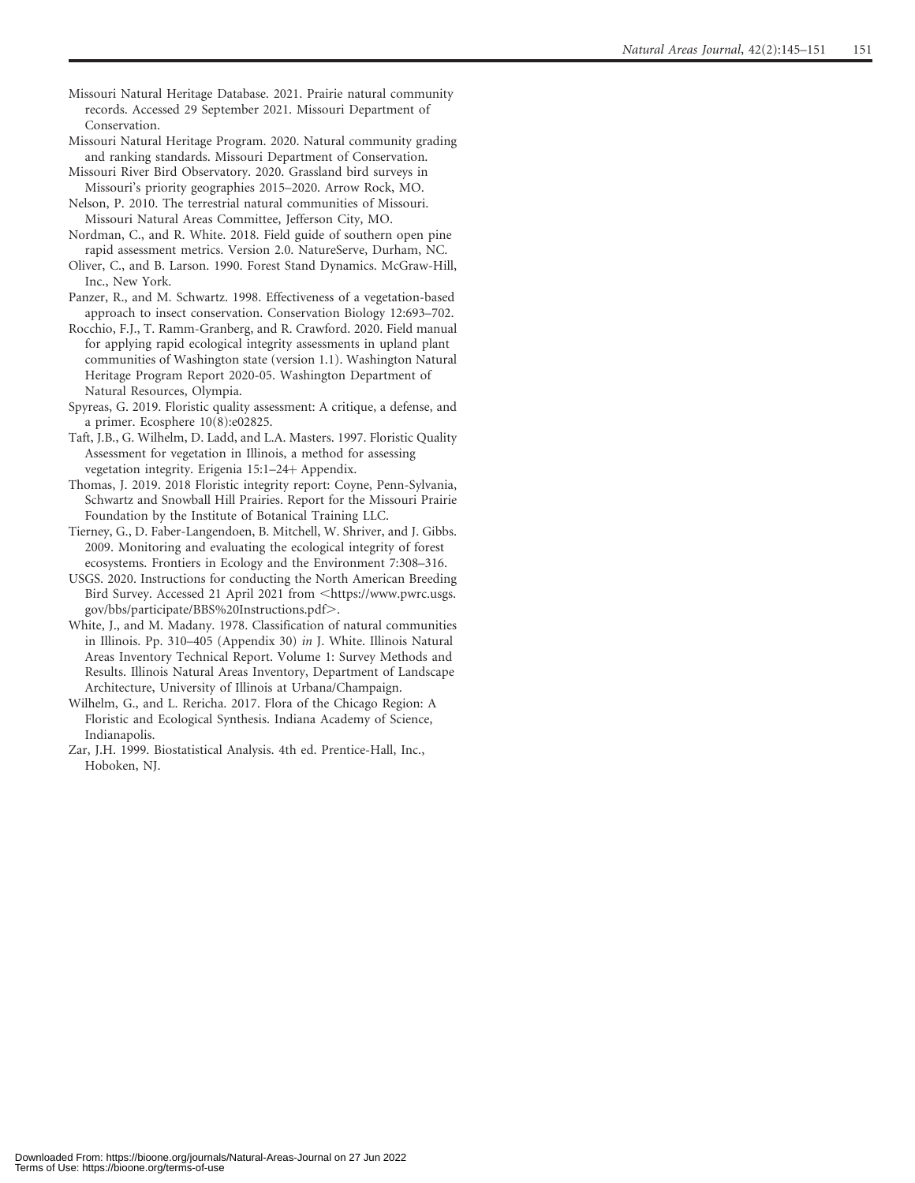Missouri Natural Heritage Database. 2021. Prairie natural community records. Accessed 29 September 2021. Missouri Department of Conservation.

Missouri Natural Heritage Program. 2020. Natural community grading and ranking standards. Missouri Department of Conservation.

Missouri River Bird Observatory. 2020. Grassland bird surveys in Missouri's priority geographies 2015–2020. Arrow Rock, MO.

Nelson, P. 2010. The terrestrial natural communities of Missouri. Missouri Natural Areas Committee, Jefferson City, MO.

Nordman, C., and R. White. 2018. Field guide of southern open pine rapid assessment metrics. Version 2.0. NatureServe, Durham, NC.

Oliver, C., and B. Larson. 1990. Forest Stand Dynamics. McGraw-Hill, Inc., New York.

Panzer, R., and M. Schwartz. 1998. Effectiveness of a vegetation-based approach to insect conservation. Conservation Biology 12:693–702.

Rocchio, F.J., T. Ramm-Granberg, and R. Crawford. 2020. Field manual for applying rapid ecological integrity assessments in upland plant communities of Washington state (version 1.1). Washington Natural Heritage Program Report 2020-05. Washington Department of Natural Resources, Olympia.

Spyreas, G. 2019. Floristic quality assessment: A critique, a defense, and a primer. Ecosphere 10(8):e02825.

Taft, J.B., G. Wilhelm, D. Ladd, and L.A. Masters. 1997. Floristic Quality Assessment for vegetation in Illinois, a method for assessing vegetation integrity. Erigenia 15:1–24+ Appendix.

Thomas, J. 2019. 2018 Floristic integrity report: Coyne, Penn-Sylvania, Schwartz and Snowball Hill Prairies. Report for the Missouri Prairie Foundation by the Institute of Botanical Training LLC.

Tierney, G., D. Faber-Langendoen, B. Mitchell, W. Shriver, and J. Gibbs. 2009. Monitoring and evaluating the ecological integrity of forest ecosystems. Frontiers in Ecology and the Environment 7:308–316.

USGS. 2020. Instructions for conducting the North American Breeding Bird Survey. Accessed 21 April 2021 from <https://www.pwrc.usgs.gov/bbs/participate/BBS%20Instructions.pdf>.

White, J., and M. Madany. 1978. Classification of natural communities in Illinois. Pp. 310–405 (Appendix 30) *in* J. White. Illinois Natural Areas Inventory Technical Report. Volume 1: Survey Methods and Results. Illinois Natural Areas Inventory, Department of Landscape Architecture, University of Illinois at Urbana/Champaign.

Wilhelm, G., and L. Rericha. 2017. Flora of the Chicago Region: A Floristic and Ecological Synthesis. Indiana Academy of Science, Indianapolis.

Zar, J.H. 1999. Biostatistical Analysis. 4th ed. Prentice-Hall, Inc., Hoboken, NJ.